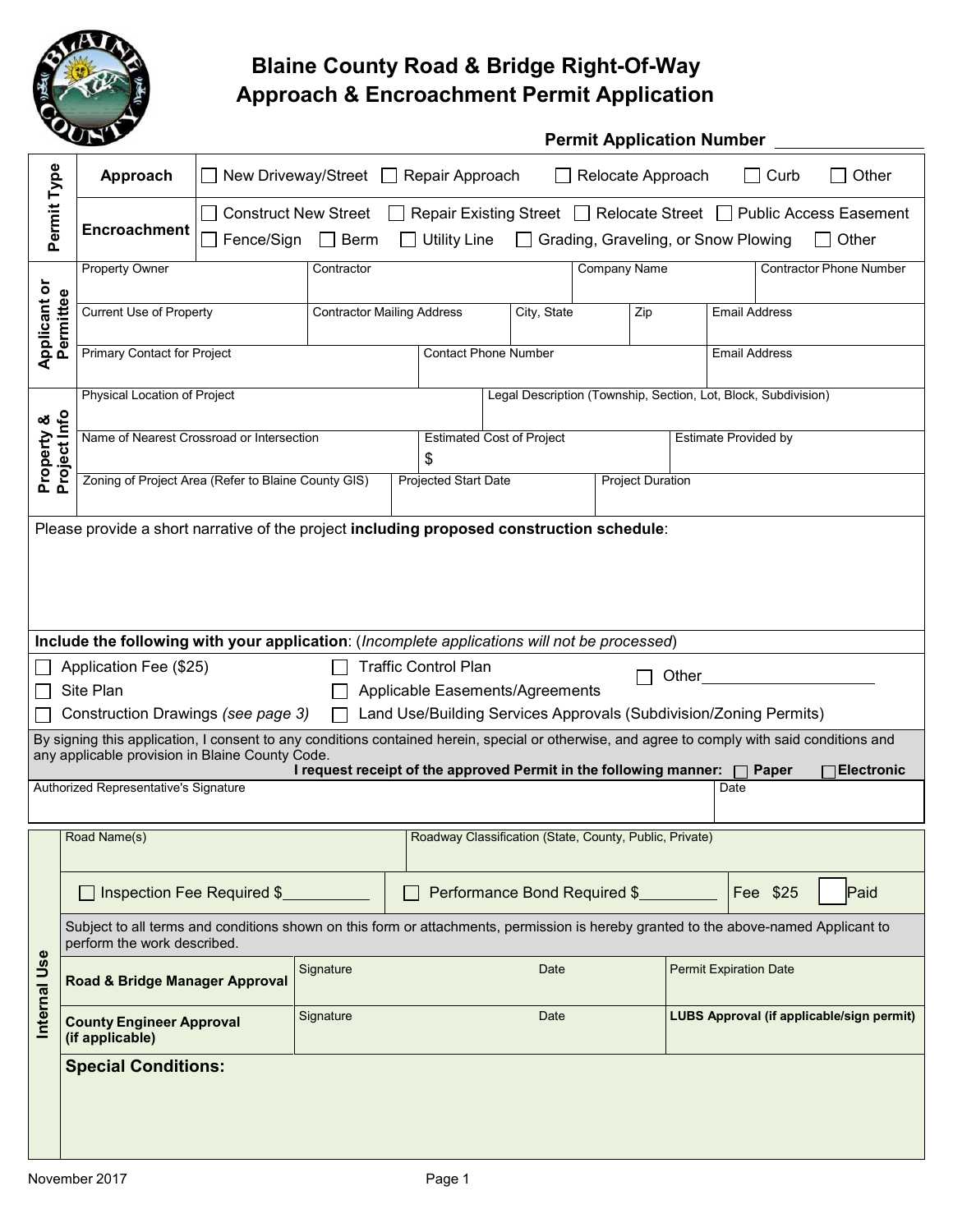# Blaine County Road & Bridge Right-Of-Way Approach & Encroachment Permit Application

**Permit Application Number** ________________

| Permit Type | | |
|---|---|---|
| **Approach** | ☐ New Driveway/Street ☐ Repair Approach ☐ Relocate Approach ☐ Curb ☐ Other | |
| **Encroachment** | ☐ Construct New Street ☐ Repair Existing Street ☐ Relocate Street ☐ Public Access Easement<br>☐ Fence/Sign ☐ Berm ☐ Utility Line ☐ Grading, Graveling, or Snow Plowing ☐ Other | |

**Applicant or Permittee**

| Property Owner | Contractor | | Company Name | Contractor Phone Number |
|---|---|---|---|---|
| Current Use of Property | Contractor Mailing Address | City, State | Zip | Email Address |
| Primary Contact for Project | Contact Phone Number | | | Email Address |

**Property & Project Info**

| Physical Location of Project | Legal Description (Township, Section, Lot, Block, Subdivision) | |
|---|---|---|
| Name of Nearest Crossroad or Intersection | Estimated Cost of Project<br>$ | Estimate Provided by |
| Zoning of Project Area (Refer to Blaine County GIS) | Projected Start Date | Project Duration |

Please provide a short narrative of the project **including proposed construction schedule**:

**Include the following with your application**: (*Incomplete applications will not be processed*)

- ☐ Application Fee ($25)
- ☐ Site Plan
- ☐ Construction Drawings (*see page 3*)
- ☐ Traffic Control Plan
- ☐ Applicable Easements/Agreements
- ☐ Land Use/Building Services Approvals (Subdivision/Zoning Permits)
- ☐ Other________________

By signing this application, I consent to any conditions contained herein, special or otherwise, and agree to comply with said conditions and any applicable provision in Blaine County Code.

**I request receipt of the approved Permit in the following manner:** ☐ **Paper** ☐ **Electronic**

| Authorized Representative's Signature | Date |
|---|---|
| | |

**Internal Use**

| Road Name(s) | | Roadway Classification (State, County, Public, Private) | |
|---|---|---|---|
| ☐ Inspection Fee Required $________ | | ☐ Performance Bond Required $________ | Fee $25 ☐ Paid |

Subject to all terms and conditions shown on this form or attachments, permission is hereby granted to the above-named Applicant to perform the work described.

| | Signature | Date | |
|---|---|---|---|
| **Road & Bridge Manager Approval** | | | Permit Expiration Date |
| **County Engineer Approval (if applicable)** | | | **LUBS Approval (if applicable/sign permit)** |

**Special Conditions:**

November 2017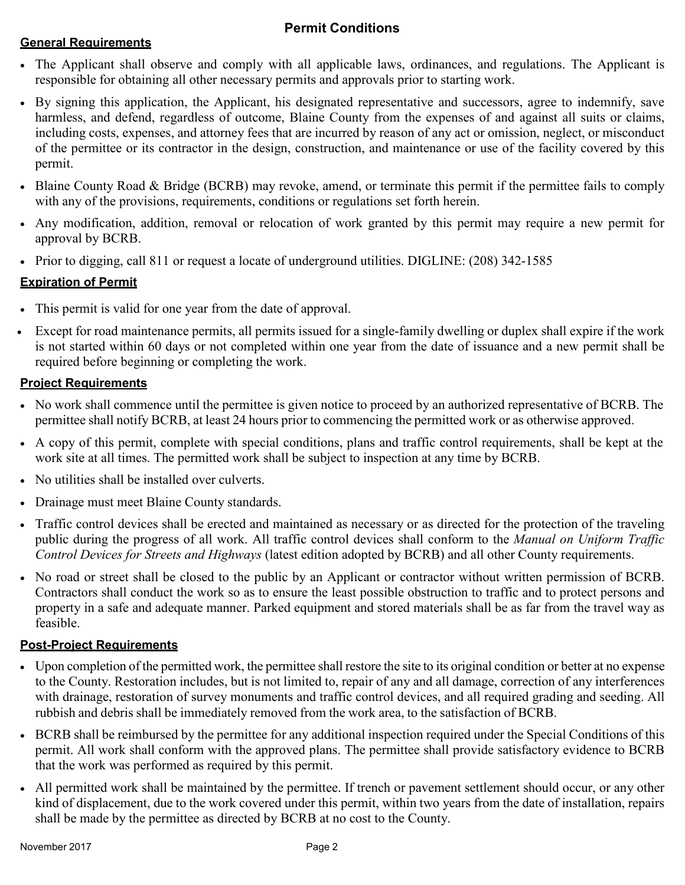# Permit Conditions

## General Requirements

- The Applicant shall observe and comply with all applicable laws, ordinances, and regulations. The Applicant is responsible for obtaining all other necessary permits and approvals prior to starting work.
- By signing this application, the Applicant, his designated representative and successors, agree to indemnify, save harmless, and defend, regardless of outcome, Blaine County from the expenses of and against all suits or claims, including costs, expenses, and attorney fees that are incurred by reason of any act or omission, neglect, or misconduct of the permittee or its contractor in the design, construction, and maintenance or use of the facility covered by this permit.
- Blaine County Road & Bridge (BCRB) may revoke, amend, or terminate this permit if the permittee fails to comply with any of the provisions, requirements, conditions or regulations set forth herein.
- Any modification, addition, removal or relocation of work granted by this permit may require a new permit for approval by BCRB.
- Prior to digging, call 811 or request a locate of underground utilities. DIGLINE: (208) 342-1585

## Expiration of Permit

- This permit is valid for one year from the date of approval.
- Except for road maintenance permits, all permits issued for a single-family dwelling or duplex shall expire if the work is not started within 60 days or not completed within one year from the date of issuance and a new permit shall be required before beginning or completing the work.

## Project Requirements

- No work shall commence until the permittee is given notice to proceed by an authorized representative of BCRB. The permittee shall notify BCRB, at least 24 hours prior to commencing the permitted work or as otherwise approved.
- A copy of this permit, complete with special conditions, plans and traffic control requirements, shall be kept at the work site at all times. The permitted work shall be subject to inspection at any time by BCRB.
- No utilities shall be installed over culverts.
- Drainage must meet Blaine County standards.
- Traffic control devices shall be erected and maintained as necessary or as directed for the protection of the traveling public during the progress of all work. All traffic control devices shall conform to the *Manual on Uniform Traffic Control Devices for Streets and Highways* (latest edition adopted by BCRB) and all other County requirements.
- No road or street shall be closed to the public by an Applicant or contractor without written permission of BCRB. Contractors shall conduct the work so as to ensure the least possible obstruction to traffic and to protect persons and property in a safe and adequate manner. Parked equipment and stored materials shall be as far from the travel way as feasible.

## Post-Project Requirements

- Upon completion of the permitted work, the permittee shall restore the site to its original condition or better at no expense to the County. Restoration includes, but is not limited to, repair of any and all damage, correction of any interferences with drainage, restoration of survey monuments and traffic control devices, and all required grading and seeding. All rubbish and debris shall be immediately removed from the work area, to the satisfaction of BCRB.
- BCRB shall be reimbursed by the permittee for any additional inspection required under the Special Conditions of this permit. All work shall conform with the approved plans. The permittee shall provide satisfactory evidence to BCRB that the work was performed as required by this permit.
- All permitted work shall be maintained by the permittee. If trench or pavement settlement should occur, or any other kind of displacement, due to the work covered under this permit, within two years from the date of installation, repairs shall be made by the permittee as directed by BCRB at no cost to the County.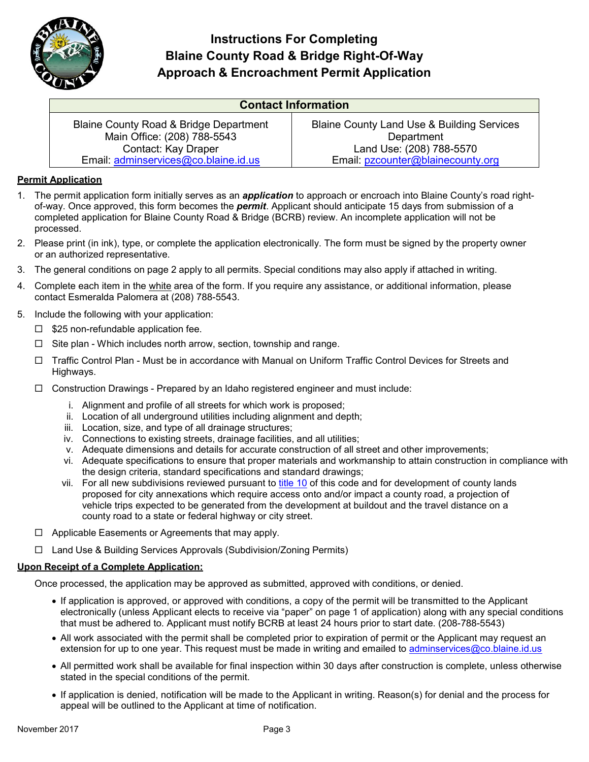# Instructions For Completing Blaine County Road & Bridge Right-Of-Way Approach & Encroachment Permit Application

| Contact Information | |
| --- | --- |
| Blaine County Road & Bridge Department<br>Main Office: (208) 788-5543<br>Contact: Kay Draper<br>Email: adminservices@co.blaine.id.us | Blaine County Land Use & Building Services Department<br>Land Use: (208) 788-5570<br>Email: pzcounter@blainecounty.org |

**Permit Application**

1. The permit application form initially serves as an ***application*** to approach or encroach into Blaine County's road right-of-way. Once approved, this form becomes the ***permit***. Applicant should anticipate 15 days from submission of a completed application for Blaine County Road & Bridge (BCRB) review. An incomplete application will not be processed.
2. Please print (in ink), type, or complete the application electronically. The form must be signed by the property owner or an authorized representative.
3. The general conditions on page 2 apply to all permits. Special conditions may also apply if attached in writing.
4. Complete each item in the white area of the form. If you require any assistance, or additional information, please contact Esmeralda Palomera at (208) 788-5543.
5. Include the following with your application:
   - ☐ $25 non-refundable application fee.
   - ☐ Site plan - Which includes north arrow, section, township and range.
   - ☐ Traffic Control Plan - Must be in accordance with Manual on Uniform Traffic Control Devices for Streets and Highways.
   - ☐ Construction Drawings - Prepared by an Idaho registered engineer and must include:
     1. Alignment and profile of all streets for which work is proposed;
     2. Location of all underground utilities including alignment and depth;
     3. Location, size, and type of all drainage structures;
     4. Connections to existing streets, drainage facilities, and all utilities;
     5. Adequate dimensions and details for accurate construction of all street and other improvements;
     6. Adequate specifications to ensure that proper materials and workmanship to attain construction in compliance with the design criteria, standard specifications and standard drawings;
     7. For all new subdivisions reviewed pursuant to title 10 of this code and for development of county lands proposed for city annexations which require access onto and/or impact a county road, a projection of vehicle trips expected to be generated from the development at buildout and the travel distance on a county road to a state or federal highway or city street.
   - ☐ Applicable Easements or Agreements that may apply.
   - ☐ Land Use & Building Services Approvals (Subdivision/Zoning Permits)

**Upon Receipt of a Complete Application:**

Once processed, the application may be approved as submitted, approved with conditions, or denied.

- If application is approved, or approved with conditions, a copy of the permit will be transmitted to the Applicant electronically (unless Applicant elects to receive via "paper" on page 1 of application) along with any special conditions that must be adhered to. Applicant must notify BCRB at least 24 hours prior to start date. (208-788-5543)
- All work associated with the permit shall be completed prior to expiration of permit or the Applicant may request an extension for up to one year. This request must be made in writing and emailed to adminservices@co.blaine.id.us
- All permitted work shall be available for final inspection within 30 days after construction is complete, unless otherwise stated in the special conditions of the permit.
- If application is denied, notification will be made to the Applicant in writing. Reason(s) for denial and the process for appeal will be outlined to the Applicant at time of notification.

November 2017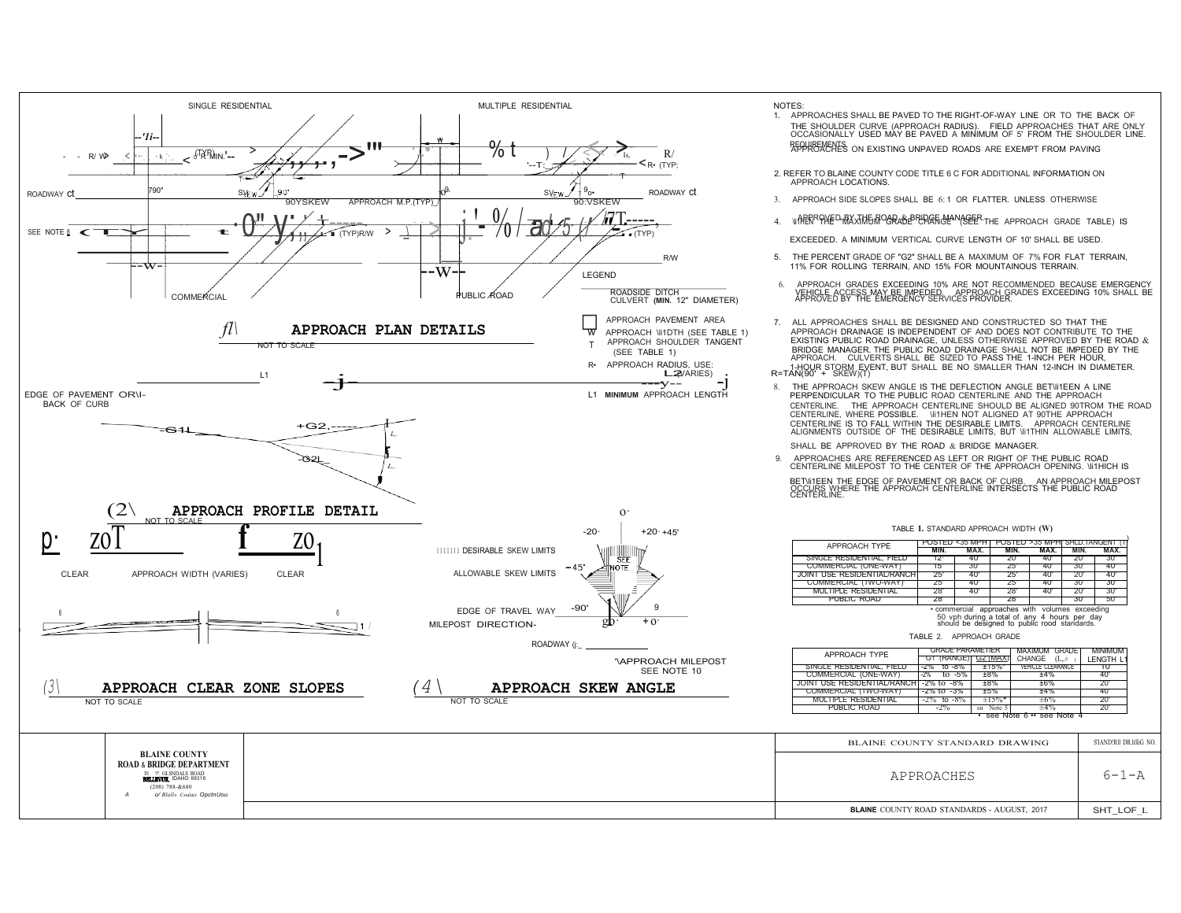NOTES:

1. APPROACHES SHALL BE PAVED TO THE RIGHT-OF-WAY LINE OR TO THE BACK OF THE SHOULDER CURVE (APPROACH RADIUS). FIELD APPROACHES THAT ARE ONLY OCCASIONALLY USED MAY BE PAVED A MINIMUM OF 5' FROM THE SHOULDER LINE. APPROACHES ON EXISTING UNPAVED ROADS ARE EXEMPT FROM PAVING REQUIREMENTS.
2. REFER TO BLAINE COUNTY CODE TITLE 6 C FOR ADDITIONAL INFORMATION ON APPROACH LOCATIONS.
3. APPROACH SIDE SLOPES SHALL BE 6:1 OR FLATTER. UNLESS OTHERWISE APPROVED BY THE ROAD & BRIDGE MANAGER.
4. WHEN THE MAXIMUM GRADE CHANGE (SEE THE APPROACH GRADE TABLE) IS EXCEEDED. A MINIMUM VERTICAL CURVE LENGTH OF 10' SHALL BE USED.
5. THE PERCENT GRADE OF "G2" SHALL BE A MAXIMUM OF 7% FOR FLAT TERRAIN, 11% FOR ROLLING TERRAIN, AND 15% FOR MOUNTAINOUS TERRAIN.
6. APPROACH GRADES EXCEEDING 10% ARE NOT RECOMMENDED BECAUSE EMERGENCY VEHICLE ACCESS MAY BE IMPEDED. APPROACH GRADES EXCEEDING 10% SHALL BE APPROVED BY THE EMERGENCY SERVICES PROVIDER.
7. ALL APPROACHES SHALL BE DESIGNED AND CONSTRUCTED SO THAT THE APPROACH DRAINAGE IS INDEPENDENT OF AND DOES NOT CONTRIBUTE TO THE EXISTING PUBLIC ROAD DRAINAGE, UNLESS OTHERWISE APPROVED BY THE ROAD & BRIDGE MANAGER. THE PUBLIC ROAD DRAINAGE SHALL NOT BE IMPEDED BY THE APPROACH. CULVERTS SHALL BE SIZED TO PASS THE 1-INCH PER HOUR, 1-HOUR STORM EVENT, BUT SHALL BE NO SMALLER THAN 12-INCH IN DIAMETER.
8. THE APPROACH SKEW ANGLE IS THE DEFLECTION ANGLE BETWEEN A LINE PERPENDICULAR TO THE PUBLIC ROAD CENTERLINE AND THE APPROACH CENTERLINE. THE APPROACH CENTERLINE SHOULD BE ALIGNED 90 FROM THE ROAD CENTERLINE, WHERE POSSIBLE. WHEN NOT ALIGNED AT 90 THE APPROACH CENTERLINE IS TO FALL WITHIN THE DESIRABLE LIMITS. APPROACH CENTERLINE ALIGNMENTS OUTSIDE OF THE DESIRABLE LIMITS, BUT WITHIN ALLOWABLE LIMITS, SHALL BE APPROVED BY THE ROAD & BRIDGE MANAGER.
9. APPROACHES ARE REFERENCED AS LEFT OR RIGHT OF THE PUBLIC ROAD CENTERLINE MILEPOST TO THE CENTER OF THE APPROACH OPENING. WHICH IS BETWEEN THE EDGE OF PAVEMENT OR BACK OF CURB. AN APPROACH MILEPOST OCCURS WHERE THE APPROACH CENTERLINE INTERSECTS THE PUBLIC ROAD CENTERLINE.

## 1 APPROACH PLAN DETAILS

NOT TO SCALE

SINGLE RESIDENTIAL

MULTIPLE RESIDENTIAL

COMMERCIAL

PUBLIC ROAD

ROADWAY ℄

SEE NOTE 8

R/W

R (TYP)

R MIN.

90° SKEW

APPROACH M.P. (TYP)

(TYP) R/W

LEGEND

ROADSIDE DITCH CULVERT (MIN. 12" DIAMETER)

APPROACH PAVEMENT AREA

W APPROACH WIDTH (SEE TABLE 1)

T APPROACH SHOULDER TANGENT (SEE TABLE 1)

R APPROACH RADIUS, USE: R=TAN(90° + SKEW)(T)

L2 (VARIES)

L1 MINIMUM APPROACH LENGTH

## 2 APPROACH PROFILE DETAIL

NOT TO SCALE

EDGE OF PAVEMENT OR BACK OF CURB

L1

-G1

+G2

-G2

## 3 APPROACH CLEAR ZONE SLOPES

NOT TO SCALE

CLEAR

APPROACH WIDTH (VARIES)

CLEAR

6

6

1

1

## 4 APPROACH SKEW ANGLE

NOT TO SCALE

DESIRABLE SKEW LIMITS

ALLOWABLE SKEW LIMITS

EDGE OF TRAVEL WAY

MILEPOST DIRECTION

ROADWAY ℄

APPROACH MILEPOST SEE NOTE 10

0°

-20°

+20°

+45°

-45°

-90°

+90°

SEE NOTE 9

TABLE 1. STANDARD APPROACH WIDTH (W)

| APPROACH TYPE | POSTED <35 MPH | | POSTED >35 MPH | | SHLD. TANGENT (T) | |
|---|---|---|---|---|---|---|
| | MIN. | MAX. | MIN. | MAX. | MIN. | MAX. |
| SINGLE RESIDENTIAL, FIELD | 12' | 40' | 20' | 40' | 20' | 30' |
| COMMERCIAL (ONE-WAY) | 15' | 30' | 25' | 40' | 30' | 40' |
| JOINT USE RESIDENTIAL/RANCH | 25' | 40' | 25' | 40' | 20' | 40' |
| COMMERCIAL (TWO-WAY) | 25' | 40' | 25' | 40' | 30' | 30' |
| MULTIPLE RESIDENTIAL | 28' | 40' | 28' | 40' | 20' | 30' |
| PUBLIC ROAD | 28' | | 28' | | 30' | 50' |

* commercial approaches with volumes exceeding 50 vph during a total of any 4 hours per day should be designed to public road standards.

TABLE 2. APPROACH GRADE

| APPROACH TYPE | GRADE PARAMETER | | MAXIMUM GRADE CHANGE | MINIMUM LENGTH L1 |
|---|---|---|---|---|
| | G1 (RANGE) | G2 (MAX) | VEHICLE CLEARANCE | |
| SINGLE RESIDENTIAL, FIELD | -2% to -8% | ±15%* | | 10' |
| COMMERCIAL (ONE-WAY) | -2% to -5% | ±8% | ±4% | 40' |
| JOINT USE RESIDENTIAL/RANCH | -2% to -8% | ±8% | ±6% | 20' |
| COMMERCIAL (TWO-WAY) | -2% to -3% | ±5% | ±4% | 40' |
| MULTIPLE RESIDENTIAL | -2% to -8% | ±15%* | ±6% | 20' |
| PUBLIC ROAD | -2% | see Note 5 | ±4% | 20' |

* see Note 6 ** see Note 4

BLAINE COUNTY ROAD & BRIDGE DEPARTMENT

BELLEVUE, IDAHO 83313

(208) 788-5680

BLAINE COUNTY STANDARD DRAWING

APPROACHES

STANDARD DRAWING NO. 6-1-A

BLAINE COUNTY ROAD STANDARDS - AUGUST, 2017

SHT 1 OF 1